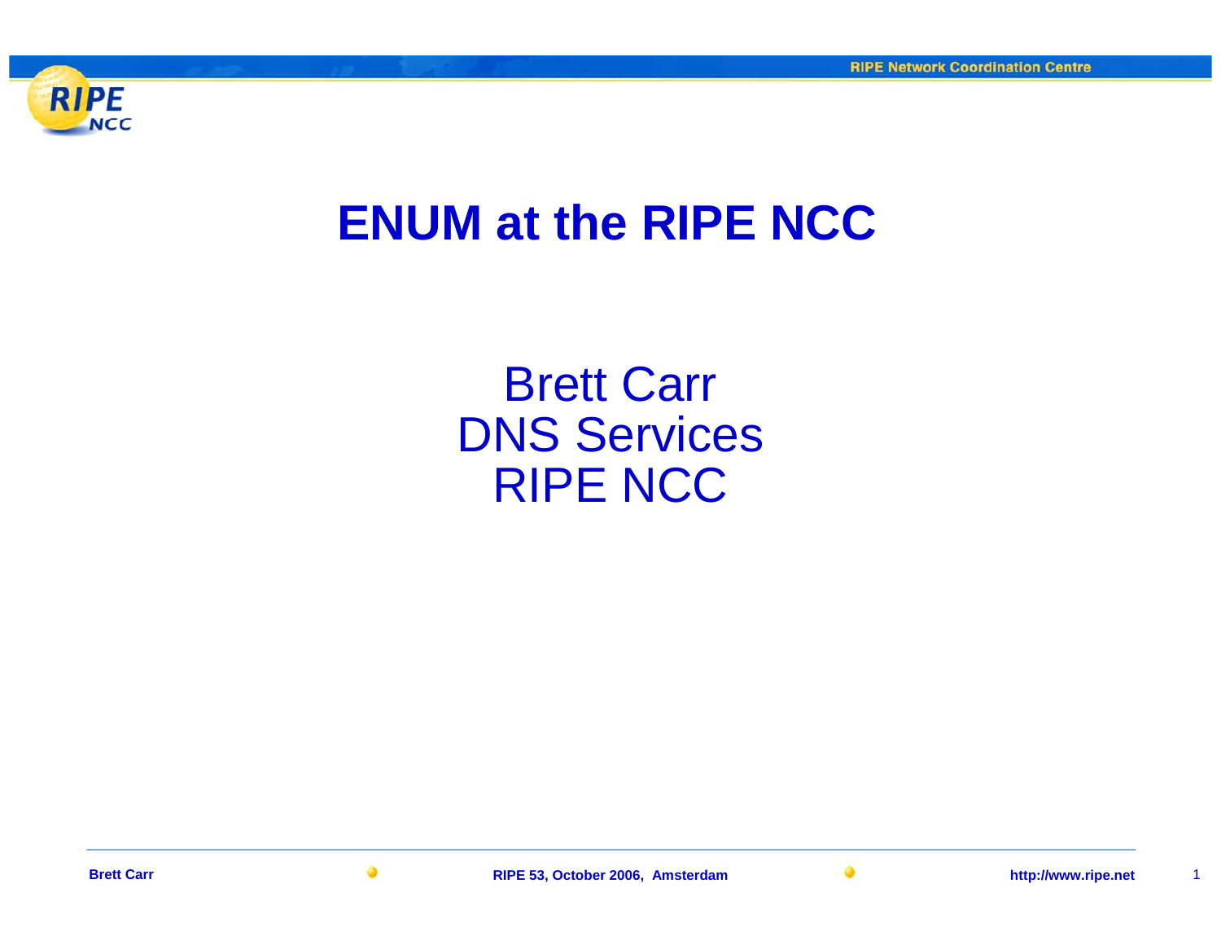# ENUM at the RIPE NCC

Brett Carr
DNS Services
RIPE NCC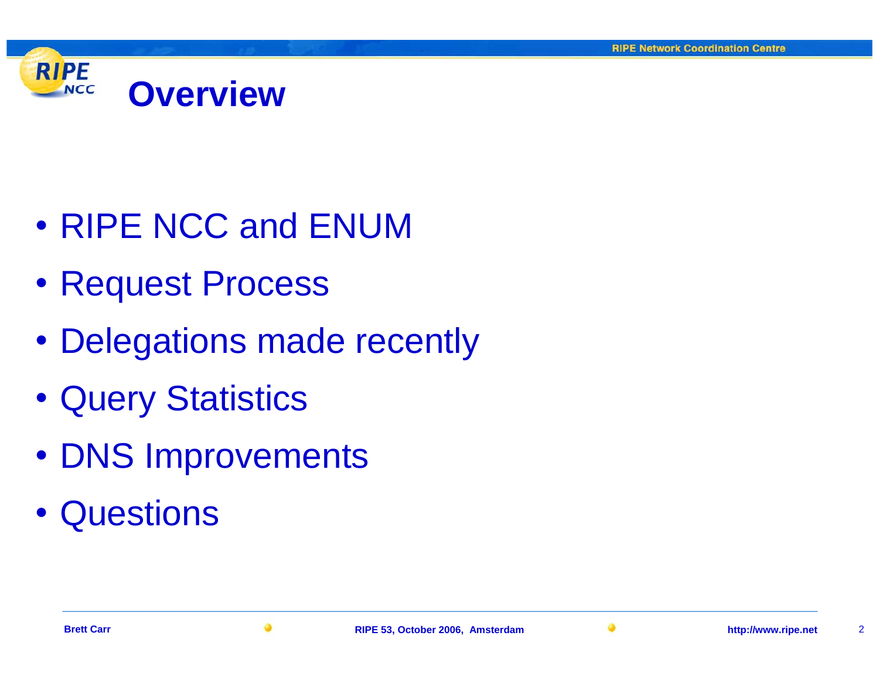# Overview

- RIPE NCC and ENUM
- Request Process
- Delegations made recently
- Query Statistics
- DNS Improvements
- Questions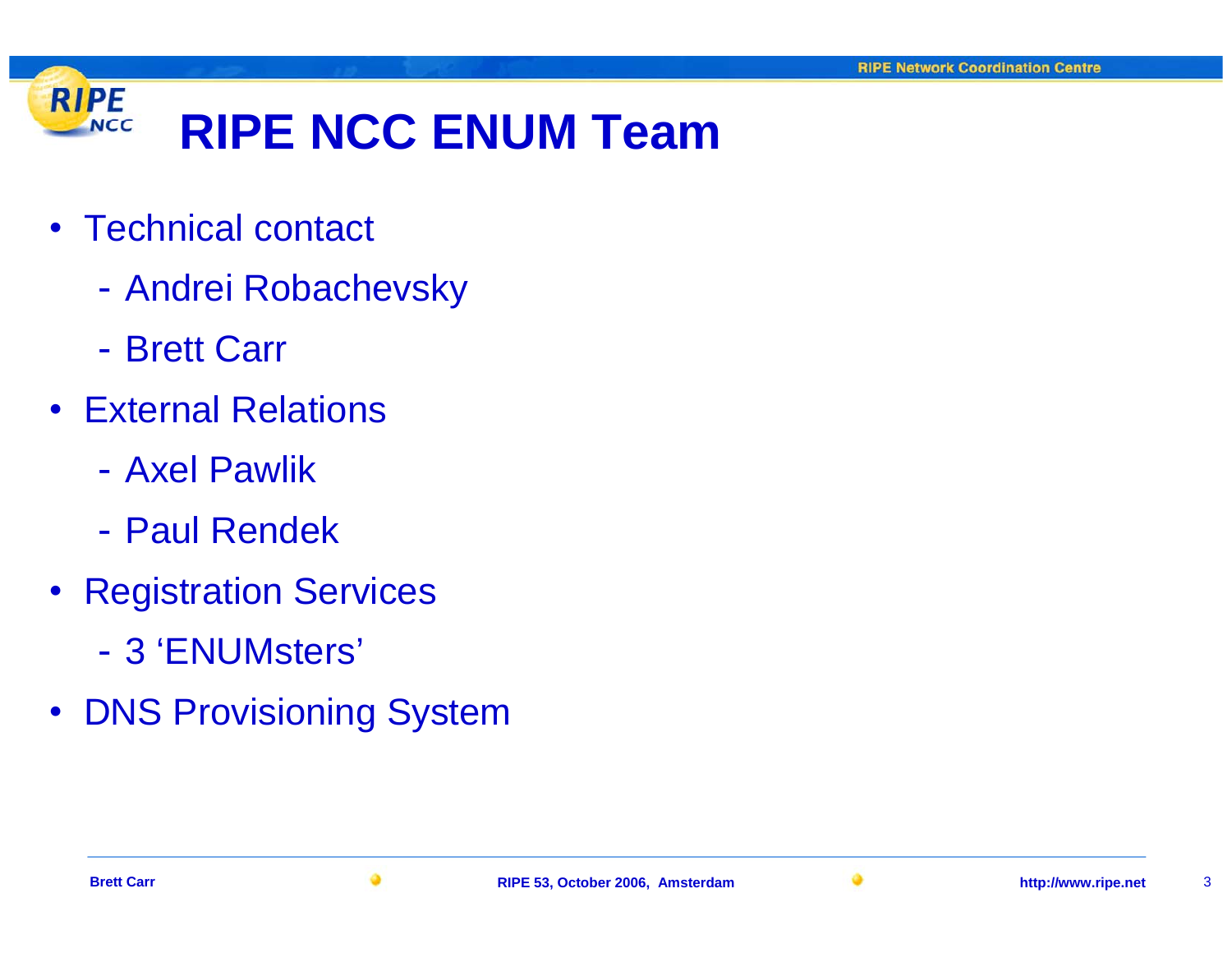# RIPE NCC ENUM Team

- Technical contact
  - Andrei Robachevsky
  - Brett Carr
- External Relations
  - Axel Pawlik
  - Paul Rendek
- Registration Services
  - 3 'ENUMsters'
- DNS Provisioning System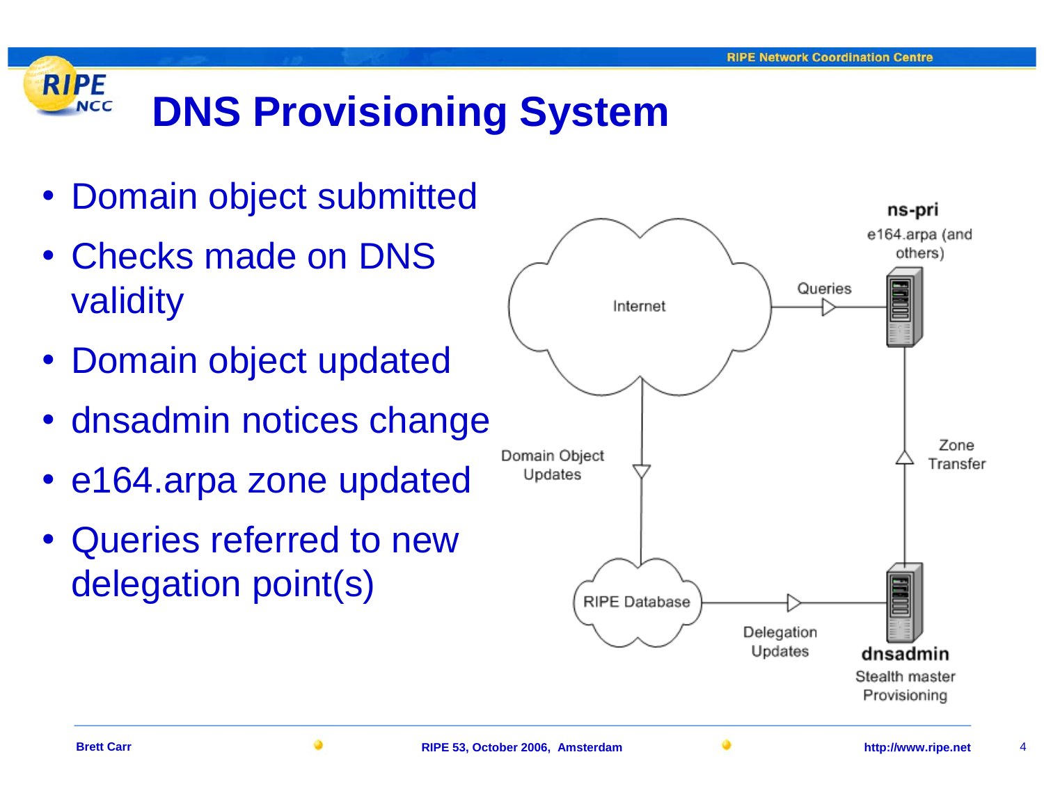# DNS Provisioning System

- Domain object submitted
- Checks made on DNS validity
- Domain object updated
- dnsadmin notices change
- e164.arpa zone updated
- Queries referred to new delegation point(s)

Internet

Queries

**ns-pri**
e164.arpa (and others)

Domain Object Updates

Zone Transfer

RIPE Database

Delegation Updates

**dnsadmin**
Stealth master Provisioning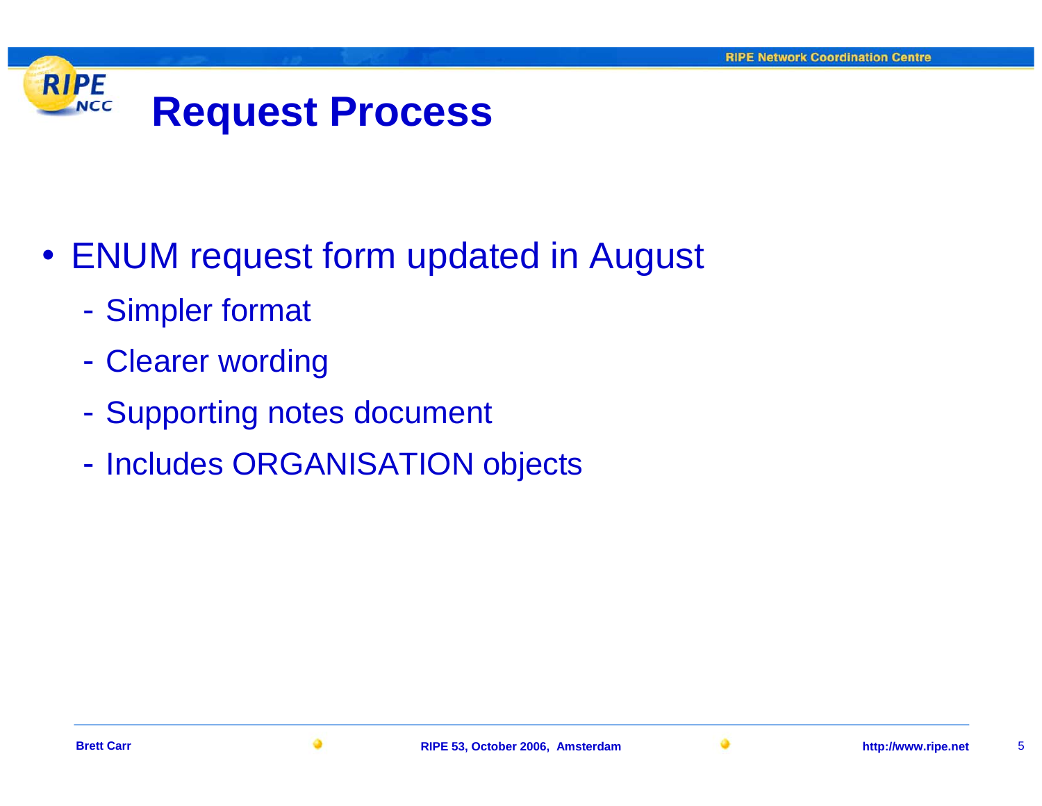# Request Process

- ENUM request form updated in August
  - Simpler format
  - Clearer wording
  - Supporting notes document
  - Includes ORGANISATION objects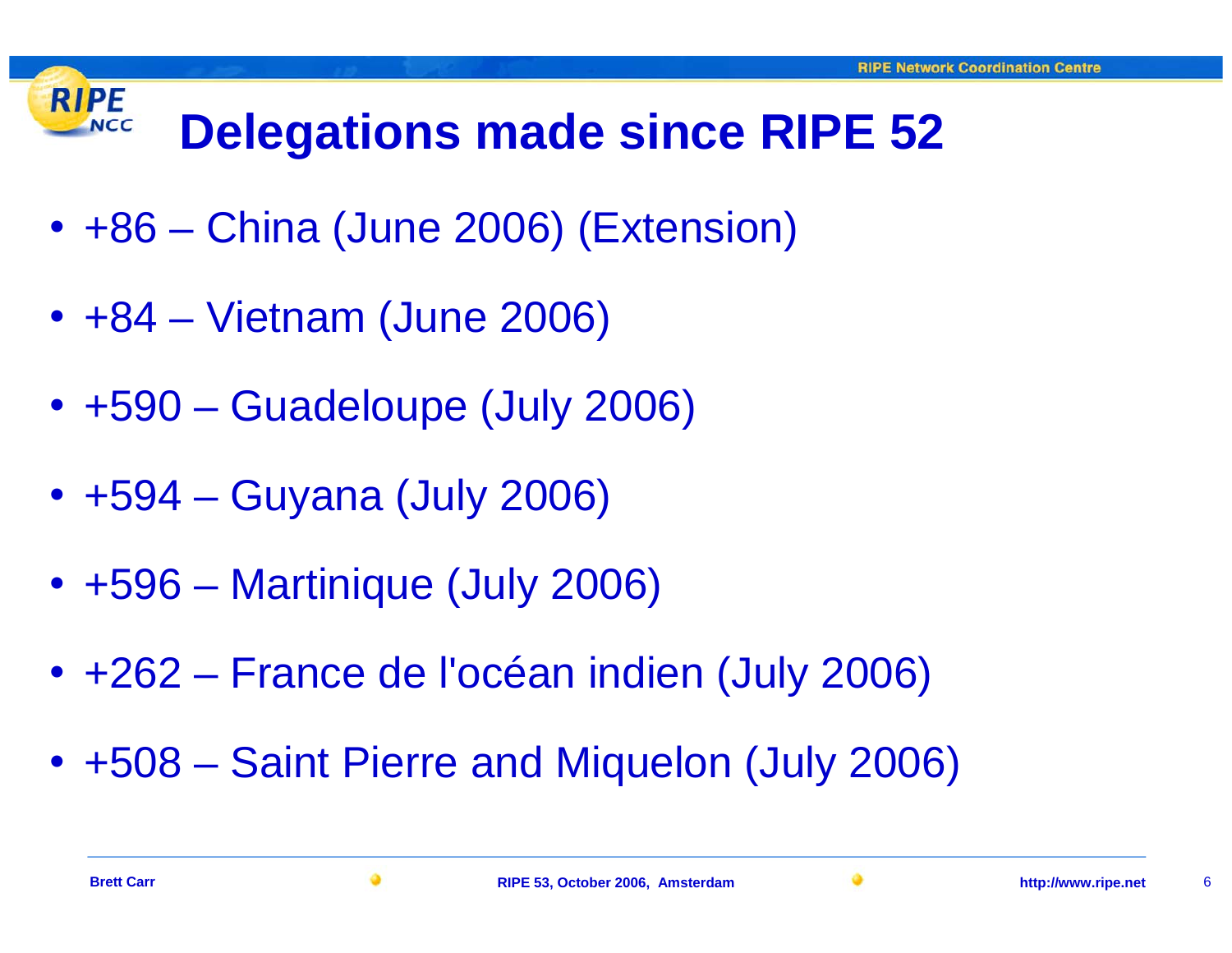# Delegations made since RIPE 52

- +86 – China (June 2006) (Extension)
- +84 – Vietnam (June 2006)
- +590 – Guadeloupe (July 2006)
- +594 – Guyana (July 2006)
- +596 – Martinique (July 2006)
- +262 – France de l'océan indien (July 2006)
- +508 – Saint Pierre and Miquelon (July 2006)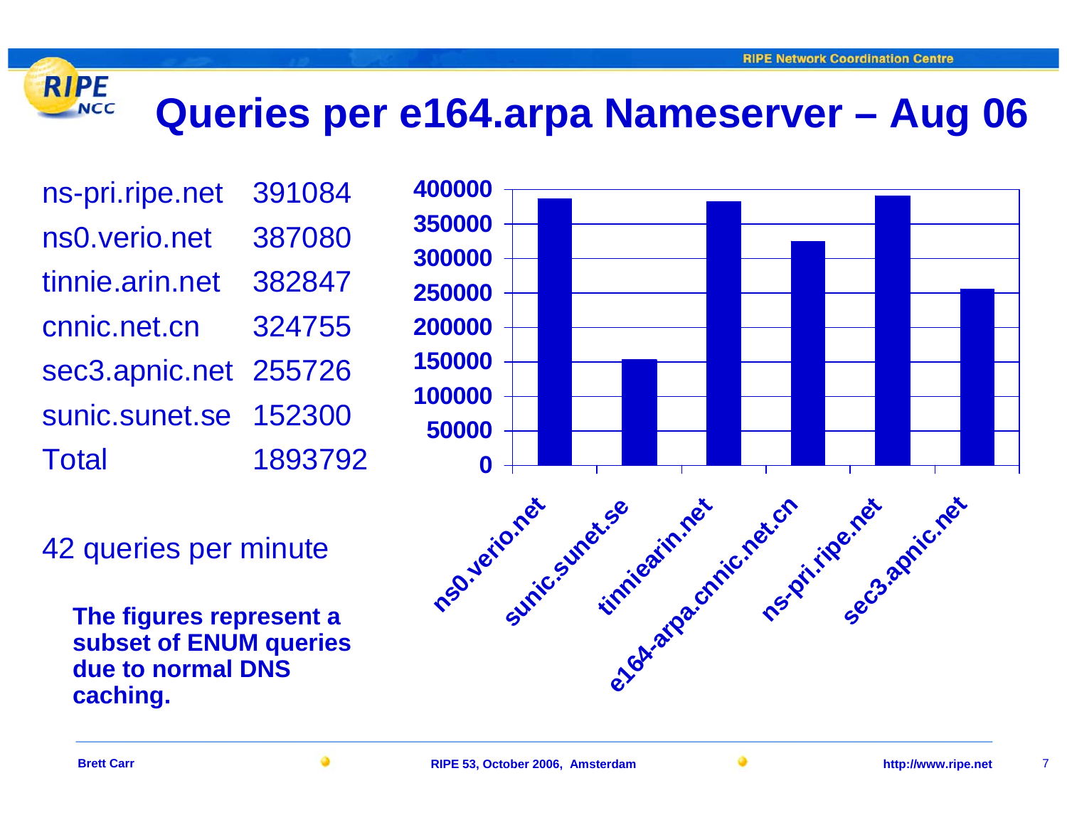# Queries per e164.arpa Nameserver – Aug 06

| | |
|---|---|
| ns-pri.ripe.net | 391084 |
| ns0.verio.net | 387080 |
| tinnie.arin.net | 382847 |
| cnnic.net.cn | 324755 |
| sec3.apnic.net | 255726 |
| sunic.sunet.se | 152300 |
| Total | 1893792 |

42 queries per minute

**The figures represent a subset of ENUM queries due to normal DNS caching.**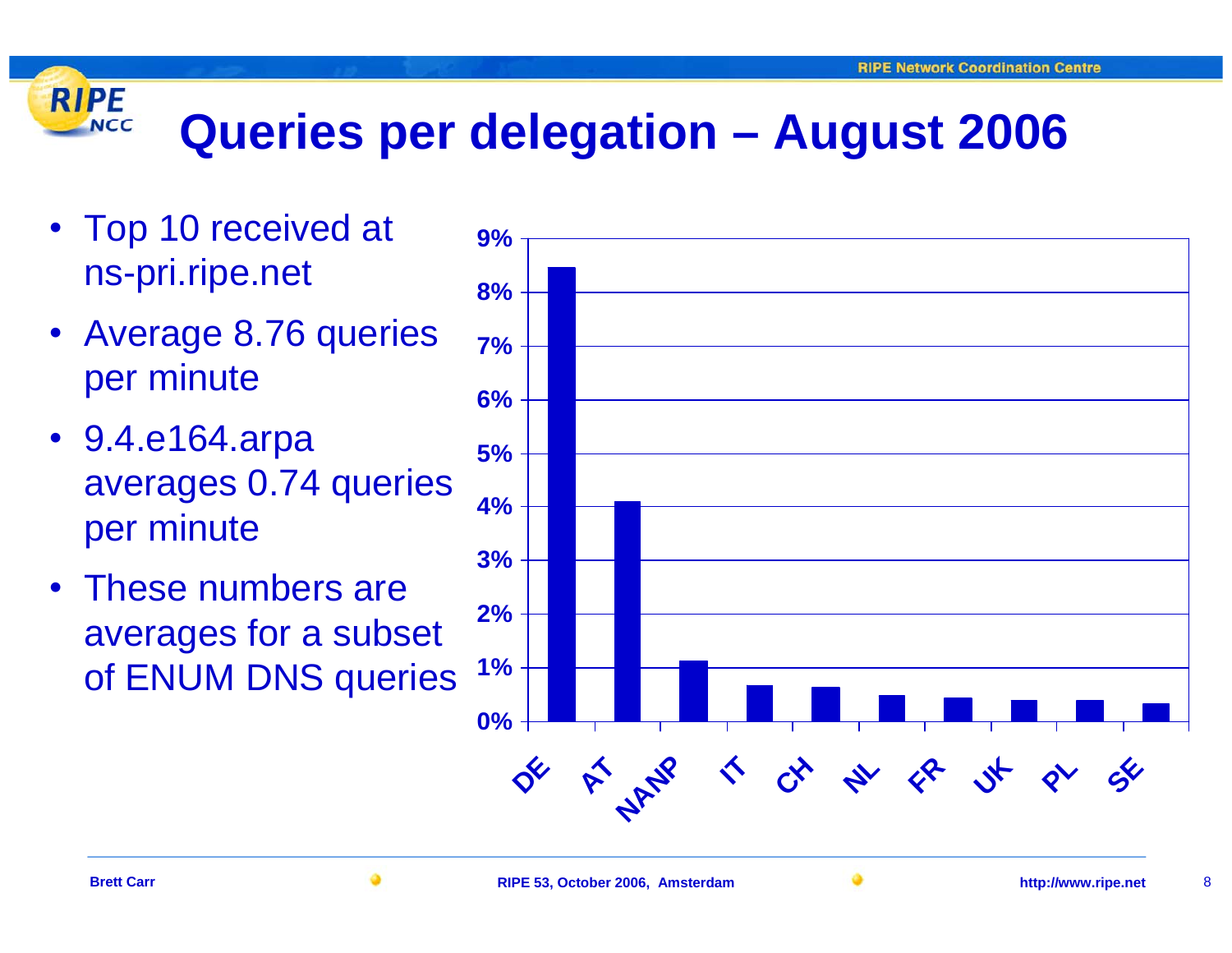# Queries per delegation – August 2006

- Top 10 received at ns-pri.ripe.net
- Average 8.76 queries per minute
- 9.4.e164.arpa averages 0.74 queries per minute
- These numbers are averages for a subset of ENUM DNS queries

| Delegation | Share of queries |
|---|---|
| DE | ~8.5% |
| AT | ~4.1% |
| NANP | ~1.1% |
| IT | ~0.7% |
| CH | ~0.6% |
| NL | ~0.5% |
| FR | ~0.4% |
| UK | ~0.4% |
| PL | ~0.4% |
| SE | ~0.3% |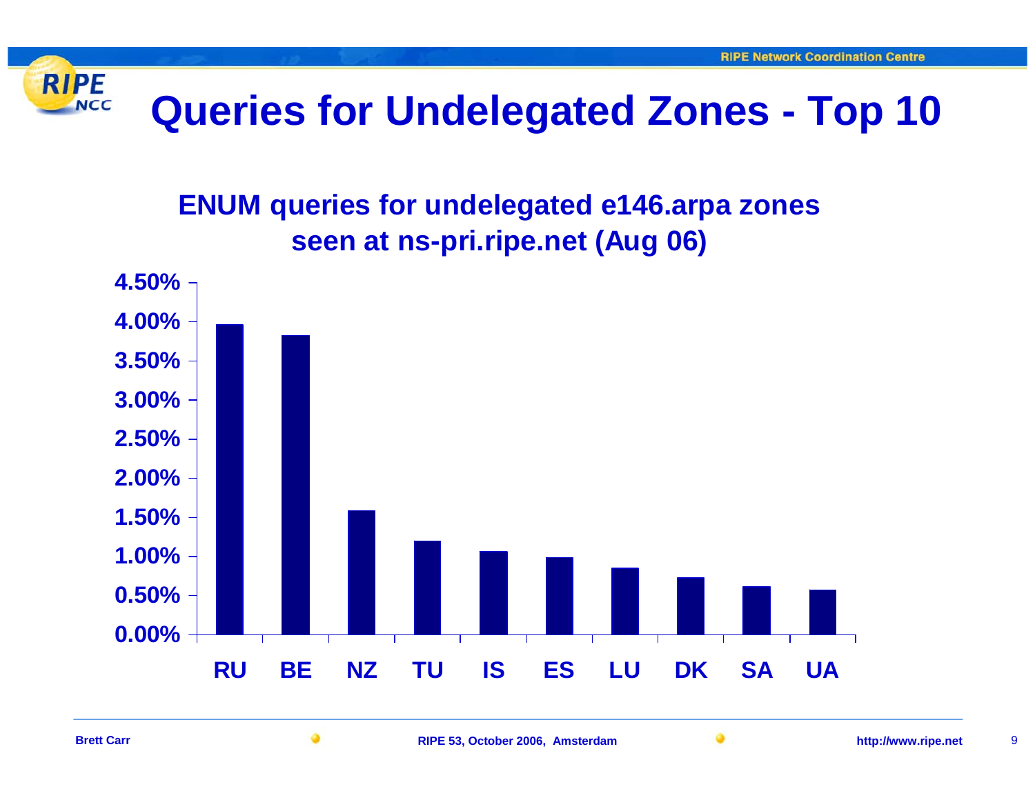# Queries for Undelegated Zones - Top 10

## ENUM queries for undelegated e146.arpa zones seen at ns-pri.ripe.net (Aug 06)

| Zone | Share of queries (approx.) |
|---|---|
| RU | 3.95% |
| BE | 3.82% |
| NZ | 1.58% |
| TU | 1.20% |
| IS | 1.07% |
| ES | 0.99% |
| LU | 0.85% |
| DK | 0.73% |
| SA | 0.61% |
| UA | 0.57% |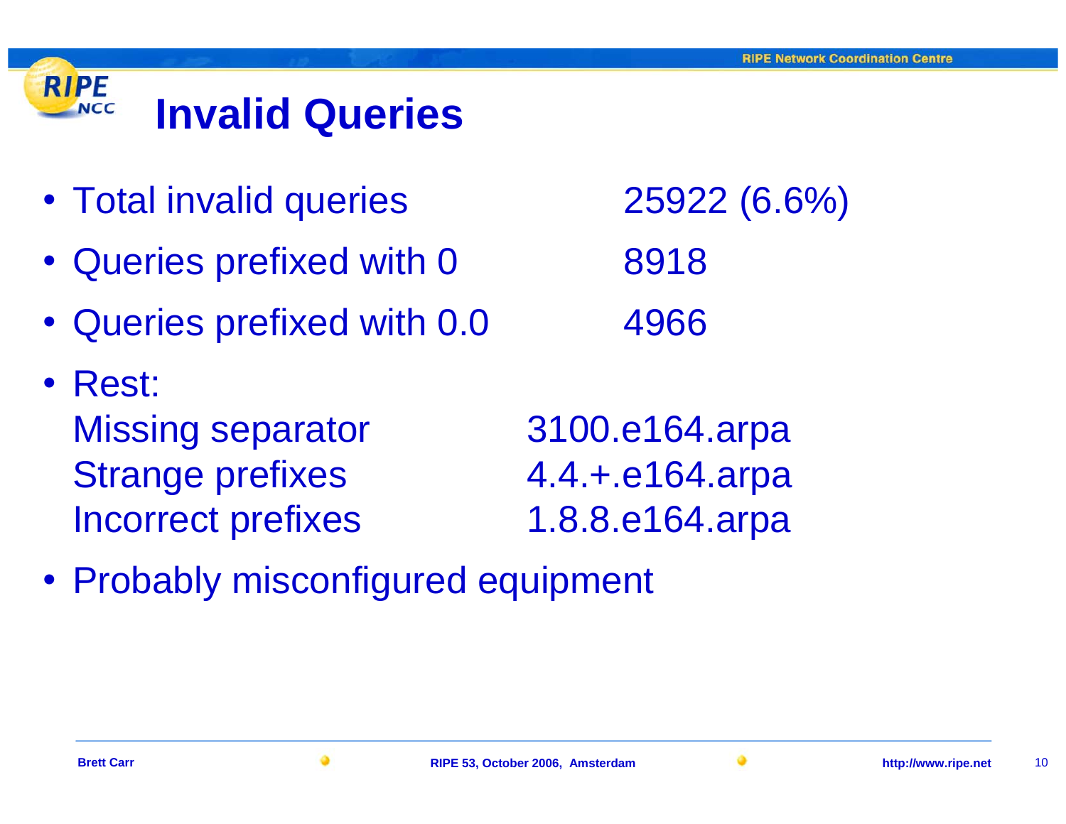# Invalid Queries

- Total invalid queries 25922 (6.6%)
- Queries prefixed with 0 8918
- Queries prefixed with 0.0 4966
- Rest:

  Missing separator 3100.e164.arpa

  Strange prefixes 4.4.+.e164.arpa

  Incorrect prefixes 1.8.8.e164.arpa
- Probably misconfigured equipment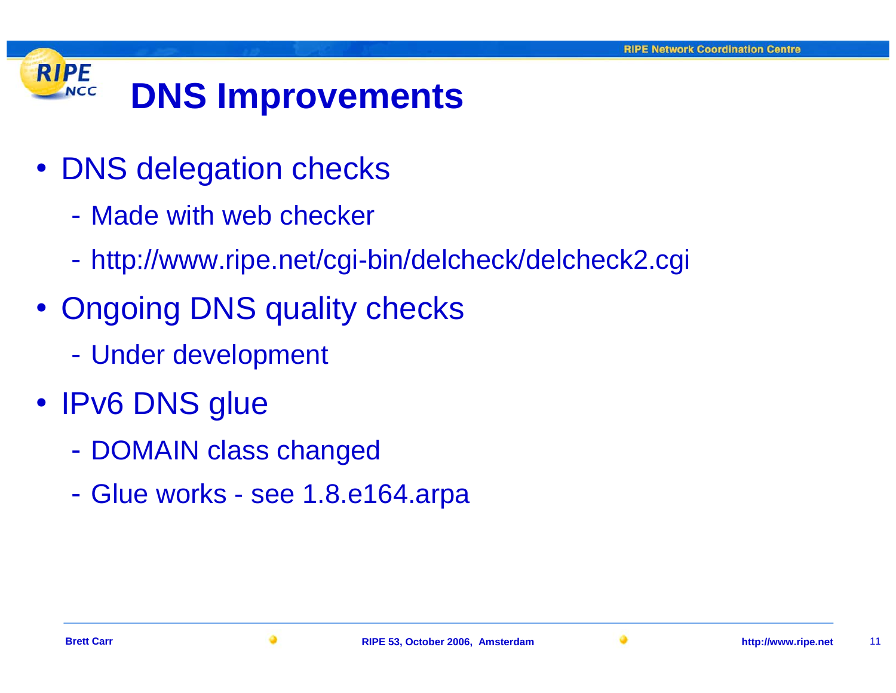# DNS Improvements

- DNS delegation checks
  - Made with web checker
  - http://www.ripe.net/cgi-bin/delcheck/delcheck2.cgi
- Ongoing DNS quality checks
  - Under development
- IPv6 DNS glue
  - DOMAIN class changed
  - Glue works - see 1.8.e164.arpa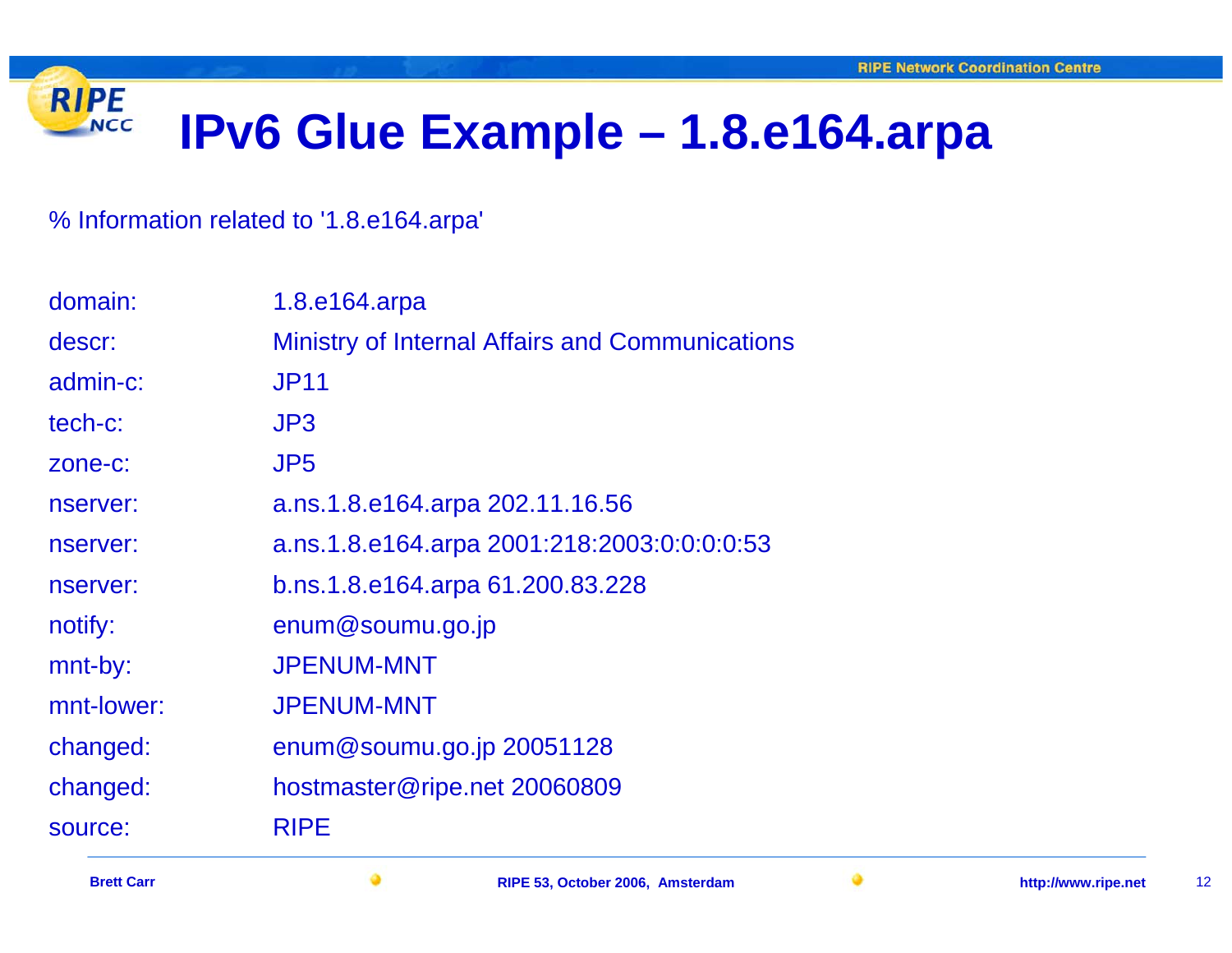# IPv6 Glue Example – 1.8.e164.arpa

% Information related to '1.8.e164.arpa'

```
domain:      1.8.e164.arpa
descr:       Ministry of Internal Affairs and Communications
admin-c:     JP11
tech-c:      JP3
zone-c:      JP5
nserver:     a.ns.1.8.e164.arpa 202.11.16.56
nserver:     a.ns.1.8.e164.arpa 2001:218:2003:0:0:0:0:53
nserver:     b.ns.1.8.e164.arpa 61.200.83.228
notify:      enum@soumu.go.jp
mnt-by:      JPENUM-MNT
mnt-lower:   JPENUM-MNT
changed:     enum@soumu.go.jp 20051128
changed:     hostmaster@ripe.net 20060809
source:      RIPE
```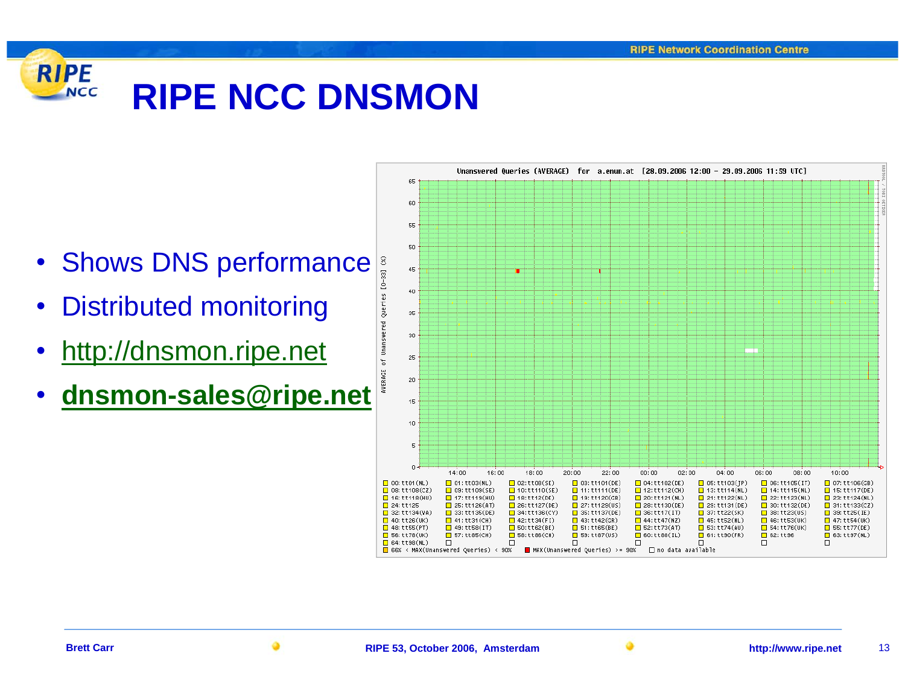# RIPE NCC DNSMON

- Shows DNS performance
- Distributed monitoring
- http://dnsmon.ripe.net
- **dnsmon-sales@ripe.net**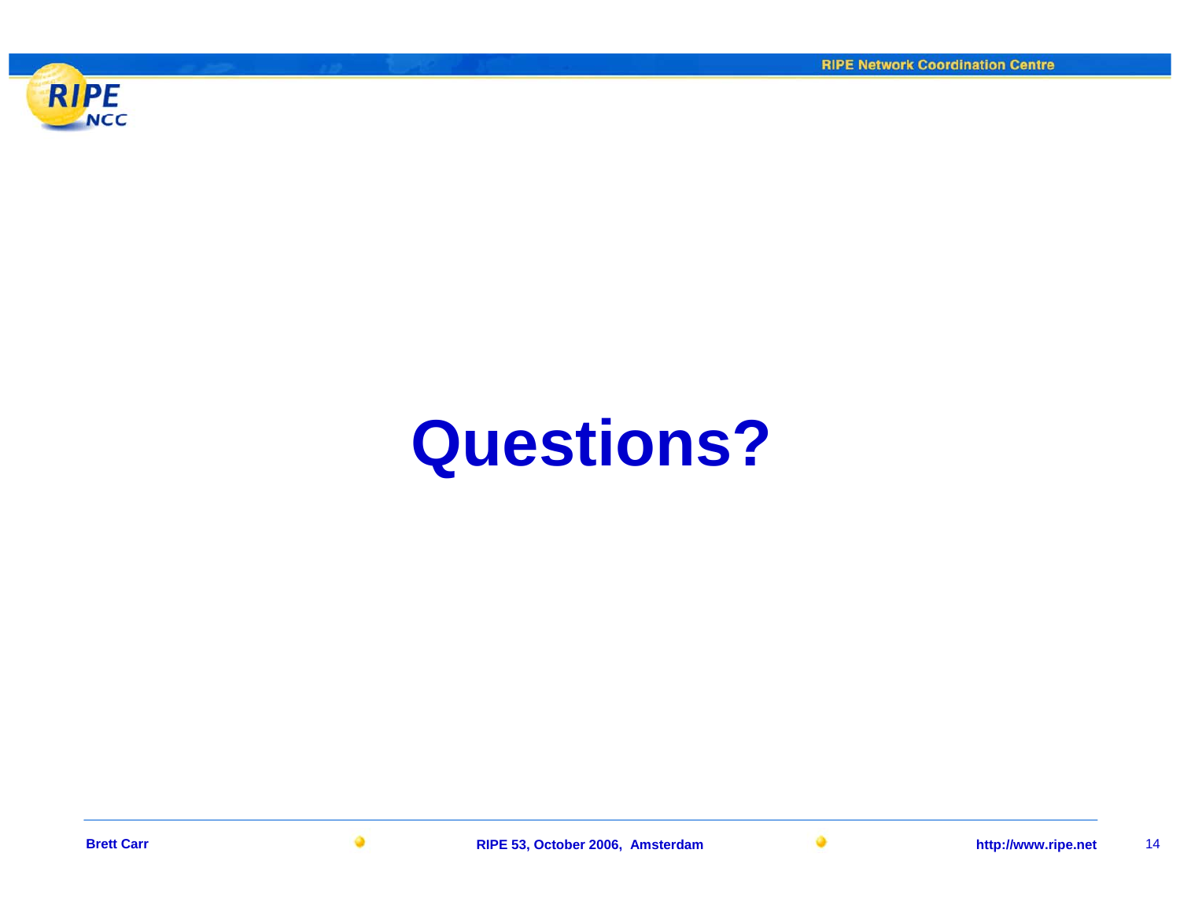# Questions?